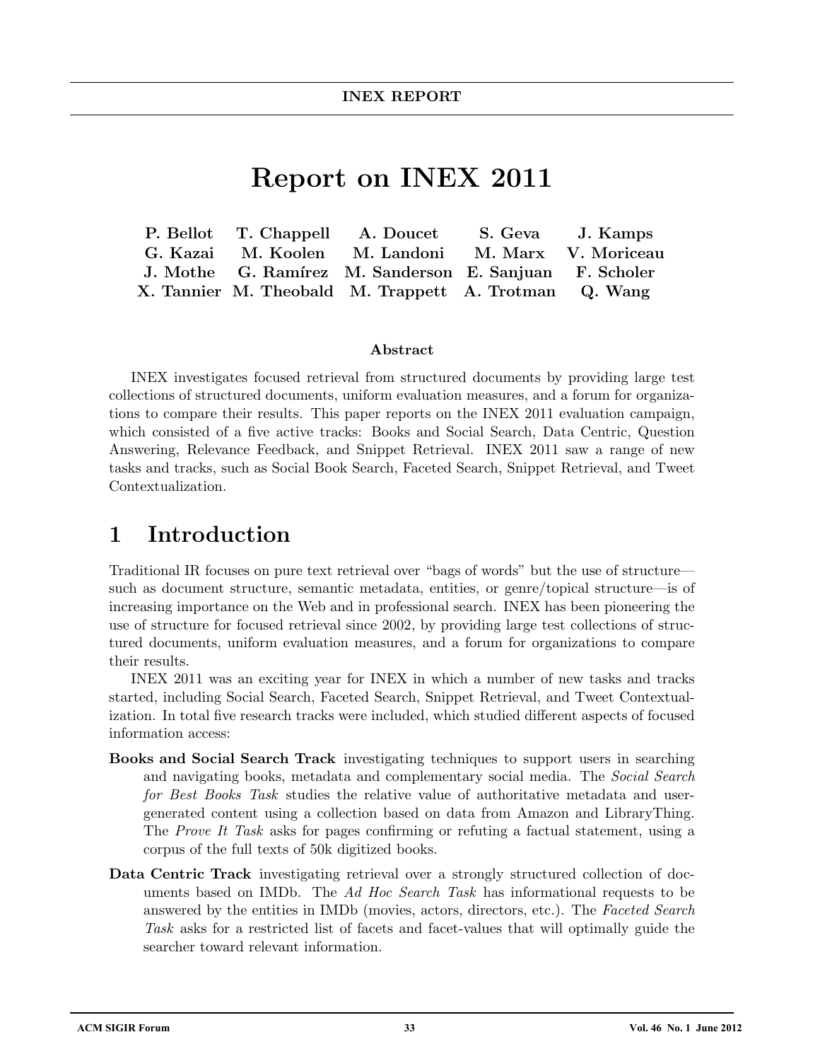# Report on INEX 2011

**P. Bellot T. Chappell A. Doucet S. Geva J. Kamps**
**G. Kazai M. Koolen M. Landoni M. Marx V. Moriceau**
**J. Mothe G. Ramírez M. Sanderson E. Sanjuan F. Scholer**
**X. Tannier M. Theobald M. Trappett A. Trotman Q. Wang**

**Abstract**

INEX investigates focused retrieval from structured documents by providing large test collections of structured documents, uniform evaluation measures, and a forum for organizations to compare their results. This paper reports on the INEX 2011 evaluation campaign, which consisted of a five active tracks: Books and Social Search, Data Centric, Question Answering, Relevance Feedback, and Snippet Retrieval. INEX 2011 saw a range of new tasks and tracks, such as Social Book Search, Faceted Search, Snippet Retrieval, and Tweet Contextualization.

## 1 Introduction

Traditional IR focuses on pure text retrieval over "bags of words" but the use of structure—such as document structure, semantic metadata, entities, or genre/topical structure—is of increasing importance on the Web and in professional search. INEX has been pioneering the use of structure for focused retrieval since 2002, by providing large test collections of structured documents, uniform evaluation measures, and a forum for organizations to compare their results.

INEX 2011 was an exciting year for INEX in which a number of new tasks and tracks started, including Social Search, Faceted Search, Snippet Retrieval, and Tweet Contextualization. In total five research tracks were included, which studied different aspects of focused information access:

- **Books and Social Search Track** investigating techniques to support users in searching and navigating books, metadata and complementary social media. The *Social Search for Best Books Task* studies the relative value of authoritative metadata and user-generated content using a collection based on data from Amazon and LibraryThing. The *Prove It Task* asks for pages confirming or refuting a factual statement, using a corpus of the full texts of 50k digitized books.
- **Data Centric Track** investigating retrieval over a strongly structured collection of documents based on IMDb. The *Ad Hoc Search Task* has informational requests to be answered by the entities in IMDb (movies, actors, directors, etc.). The *Faceted Search Task* asks for a restricted list of facets and facet-values that will optimally guide the searcher toward relevant information.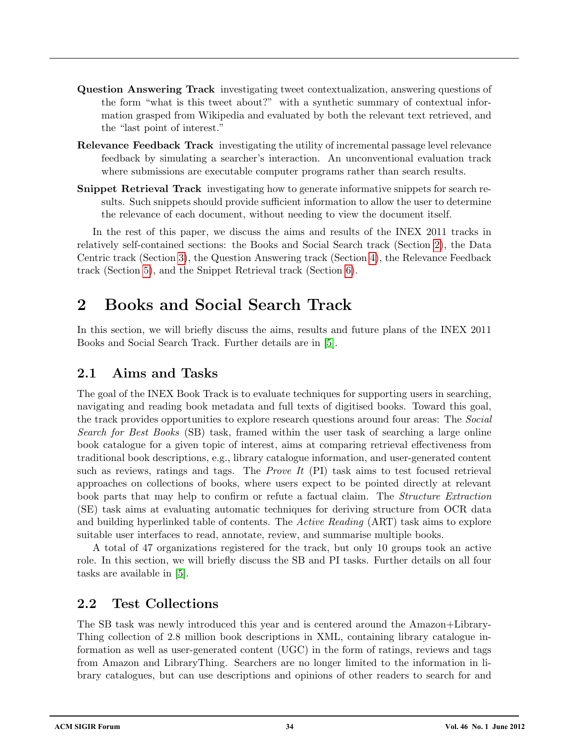**Question Answering Track** investigating tweet contextualization, answering questions of the form "what is this tweet about?" with a synthetic summary of contextual information grasped from Wikipedia and evaluated by both the relevant text retrieved, and the "last point of interest."

**Relevance Feedback Track** investigating the utility of incremental passage level relevance feedback by simulating a searcher's interaction. An unconventional evaluation track where submissions are executable computer programs rather than search results.

**Snippet Retrieval Track** investigating how to generate informative snippets for search results. Such snippets should provide sufficient information to allow the user to determine the relevance of each document, without needing to view the document itself.

In the rest of this paper, we discuss the aims and results of the INEX 2011 tracks in relatively self-contained sections: the Books and Social Search track (Section 2), the Data Centric track (Section 3), the Question Answering track (Section 4), the Relevance Feedback track (Section 5), and the Snippet Retrieval track (Section 6).

# 2 Books and Social Search Track

In this section, we will briefly discuss the aims, results and future plans of the INEX 2011 Books and Social Search Track. Further details are in [5].

## 2.1 Aims and Tasks

The goal of the INEX Book Track is to evaluate techniques for supporting users in searching, navigating and reading book metadata and full texts of digitised books. Toward this goal, the track provides opportunities to explore research questions around four areas: The *Social Search for Best Books* (SB) task, framed within the user task of searching a large online book catalogue for a given topic of interest, aims at comparing retrieval effectiveness from traditional book descriptions, e.g., library catalogue information, and user-generated content such as reviews, ratings and tags. The *Prove It* (PI) task aims to test focused retrieval approaches on collections of books, where users expect to be pointed directly at relevant book parts that may help to confirm or refute a factual claim. The *Structure Extraction* (SE) task aims at evaluating automatic techniques for deriving structure from OCR data and building hyperlinked table of contents. The *Active Reading* (ART) task aims to explore suitable user interfaces to read, annotate, review, and summarise multiple books.

A total of 47 organizations registered for the track, but only 10 groups took an active role. In this section, we will briefly discuss the SB and PI tasks. Further details on all four tasks are available in [5].

## 2.2 Test Collections

The SB task was newly introduced this year and is centered around the Amazon+LibraryThing collection of 2.8 million book descriptions in XML, containing library catalogue information as well as user-generated content (UGC) in the form of ratings, reviews and tags from Amazon and LibraryThing. Searchers are no longer limited to the information in library catalogues, but can use descriptions and opinions of other readers to search for and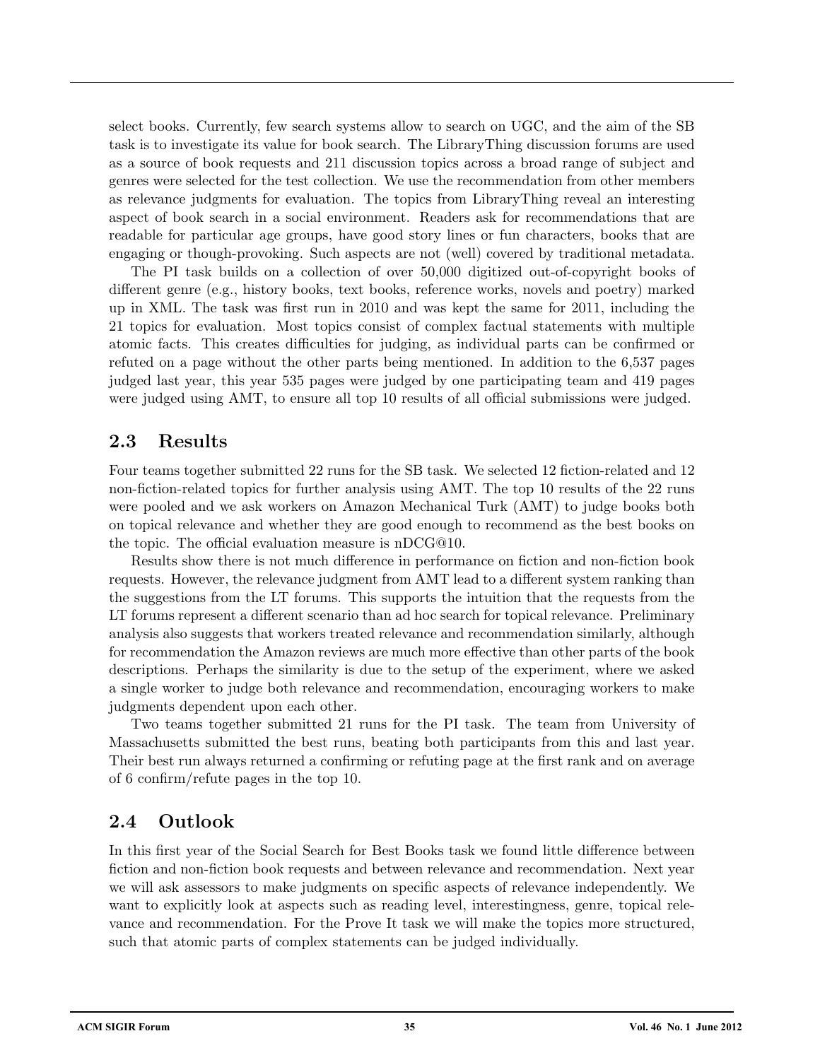select books. Currently, few search systems allow to search on UGC, and the aim of the SB task is to investigate its value for book search. The LibraryThing discussion forums are used as a source of book requests and 211 discussion topics across a broad range of subject and genres were selected for the test collection. We use the recommendation from other members as relevance judgments for evaluation. The topics from LibraryThing reveal an interesting aspect of book search in a social environment. Readers ask for recommendations that are readable for particular age groups, have good story lines or fun characters, books that are engaging or though-provoking. Such aspects are not (well) covered by traditional metadata.

The PI task builds on a collection of over 50,000 digitized out-of-copyright books of different genre (e.g., history books, text books, reference works, novels and poetry) marked up in XML. The task was first run in 2010 and was kept the same for 2011, including the 21 topics for evaluation. Most topics consist of complex factual statements with multiple atomic facts. This creates difficulties for judging, as individual parts can be confirmed or refuted on a page without the other parts being mentioned. In addition to the 6,537 pages judged last year, this year 535 pages were judged by one participating team and 419 pages were judged using AMT, to ensure all top 10 results of all official submissions were judged.

## 2.3 Results

Four teams together submitted 22 runs for the SB task. We selected 12 fiction-related and 12 non-fiction-related topics for further analysis using AMT. The top 10 results of the 22 runs were pooled and we ask workers on Amazon Mechanical Turk (AMT) to judge books both on topical relevance and whether they are good enough to recommend as the best books on the topic. The official evaluation measure is nDCG@10.

Results show there is not much difference in performance on fiction and non-fiction book requests. However, the relevance judgment from AMT lead to a different system ranking than the suggestions from the LT forums. This supports the intuition that the requests from the LT forums represent a different scenario than ad hoc search for topical relevance. Preliminary analysis also suggests that workers treated relevance and recommendation similarly, although for recommendation the Amazon reviews are much more effective than other parts of the book descriptions. Perhaps the similarity is due to the setup of the experiment, where we asked a single worker to judge both relevance and recommendation, encouraging workers to make judgments dependent upon each other.

Two teams together submitted 21 runs for the PI task. The team from University of Massachusetts submitted the best runs, beating both participants from this and last year. Their best run always returned a confirming or refuting page at the first rank and on average of 6 confirm/refute pages in the top 10.

## 2.4 Outlook

In this first year of the Social Search for Best Books task we found little difference between fiction and non-fiction book requests and between relevance and recommendation. Next year we will ask assessors to make judgments on specific aspects of relevance independently. We want to explicitly look at aspects such as reading level, interestingness, genre, topical relevance and recommendation. For the Prove It task we will make the topics more structured, such that atomic parts of complex statements can be judged individually.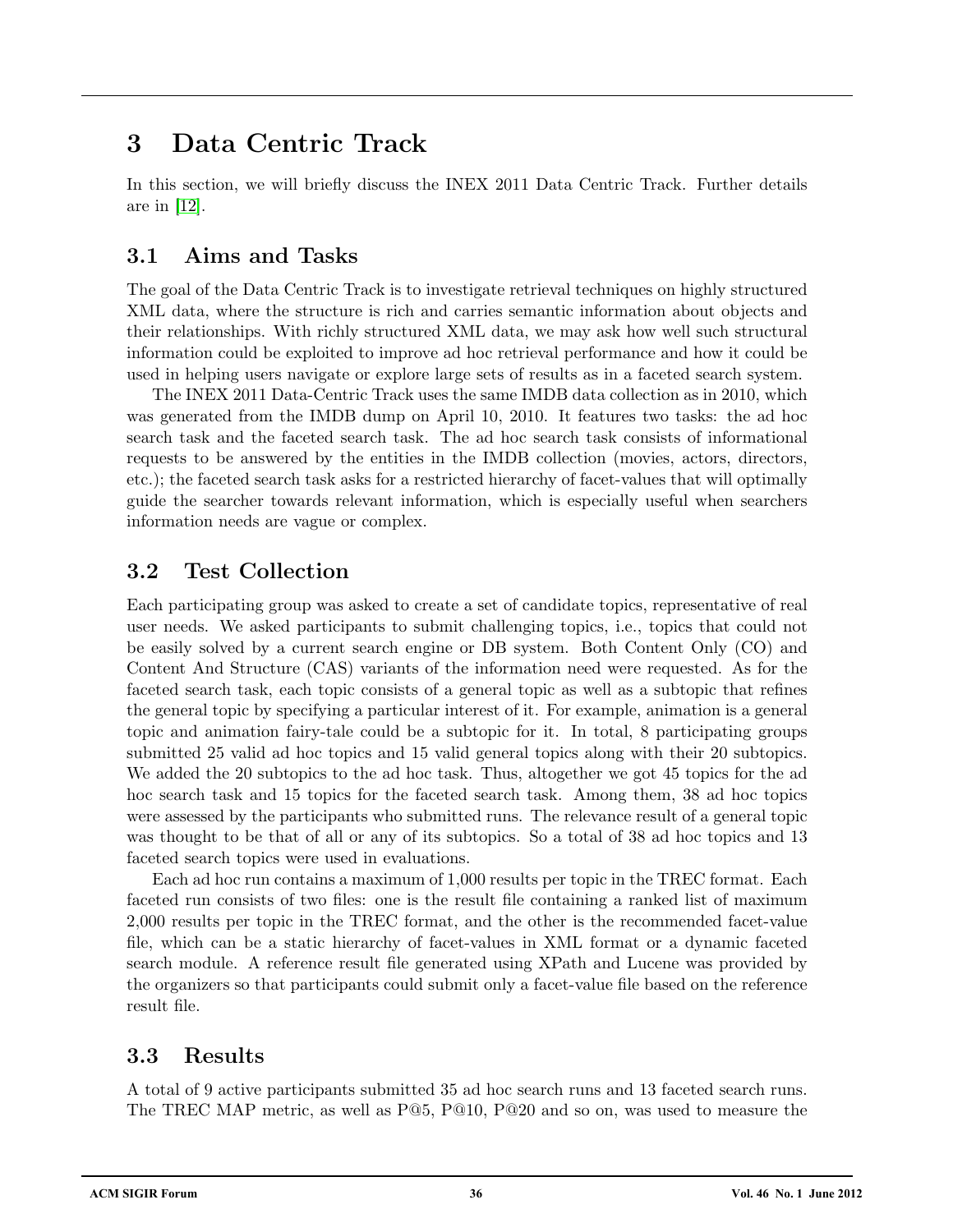# 3 Data Centric Track

In this section, we will briefly discuss the INEX 2011 Data Centric Track. Further details are in [12].

## 3.1 Aims and Tasks

The goal of the Data Centric Track is to investigate retrieval techniques on highly structured XML data, where the structure is rich and carries semantic information about objects and their relationships. With richly structured XML data, we may ask how well such structural information could be exploited to improve ad hoc retrieval performance and how it could be used in helping users navigate or explore large sets of results as in a faceted search system.

The INEX 2011 Data-Centric Track uses the same IMDB data collection as in 2010, which was generated from the IMDB dump on April 10, 2010. It features two tasks: the ad hoc search task and the faceted search task. The ad hoc search task consists of informational requests to be answered by the entities in the IMDB collection (movies, actors, directors, etc.); the faceted search task asks for a restricted hierarchy of facet-values that will optimally guide the searcher towards relevant information, which is especially useful when searchers information needs are vague or complex.

## 3.2 Test Collection

Each participating group was asked to create a set of candidate topics, representative of real user needs. We asked participants to submit challenging topics, i.e., topics that could not be easily solved by a current search engine or DB system. Both Content Only (CO) and Content And Structure (CAS) variants of the information need were requested. As for the faceted search task, each topic consists of a general topic as well as a subtopic that refines the general topic by specifying a particular interest of it. For example, animation is a general topic and animation fairy-tale could be a subtopic for it. In total, 8 participating groups submitted 25 valid ad hoc topics and 15 valid general topics along with their 20 subtopics. We added the 20 subtopics to the ad hoc task. Thus, altogether we got 45 topics for the ad hoc search task and 15 topics for the faceted search task. Among them, 38 ad hoc topics were assessed by the participants who submitted runs. The relevance result of a general topic was thought to be that of all or any of its subtopics. So a total of 38 ad hoc topics and 13 faceted search topics were used in evaluations.

Each ad hoc run contains a maximum of 1,000 results per topic in the TREC format. Each faceted run consists of two files: one is the result file containing a ranked list of maximum 2,000 results per topic in the TREC format, and the other is the recommended facet-value file, which can be a static hierarchy of facet-values in XML format or a dynamic faceted search module. A reference result file generated using XPath and Lucene was provided by the organizers so that participants could submit only a facet-value file based on the reference result file.

## 3.3 Results

A total of 9 active participants submitted 35 ad hoc search runs and 13 faceted search runs. The TREC MAP metric, as well as P@5, P@10, P@20 and so on, was used to measure the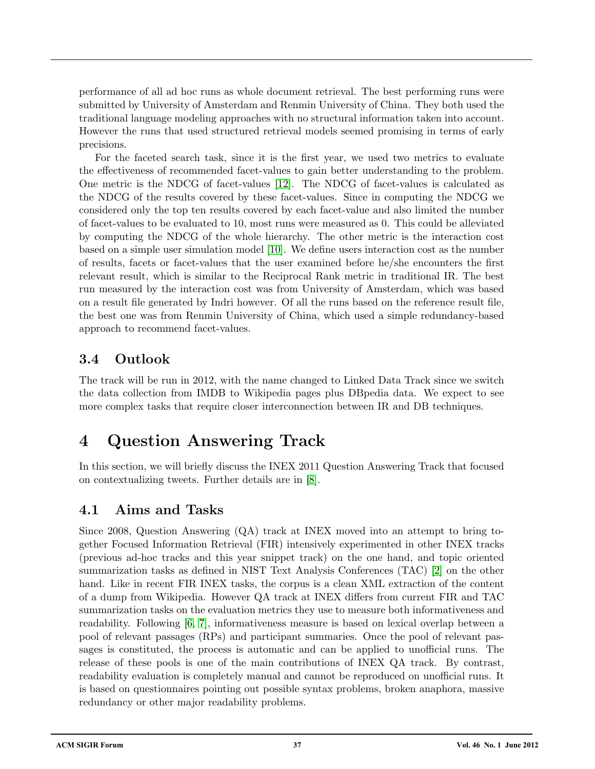performance of all ad hoc runs as whole document retrieval. The best performing runs were submitted by University of Amsterdam and Renmin University of China. They both used the traditional language modeling approaches with no structural information taken into account. However the runs that used structured retrieval models seemed promising in terms of early precisions.

For the faceted search task, since it is the first year, we used two metrics to evaluate the effectiveness of recommended facet-values to gain better understanding to the problem. One metric is the NDCG of facet-values [12]. The NDCG of facet-values is calculated as the NDCG of the results covered by these facet-values. Since in computing the NDCG we considered only the top ten results covered by each facet-value and also limited the number of facet-values to be evaluated to 10, most runs were measured as 0. This could be alleviated by computing the NDCG of the whole hierarchy. The other metric is the interaction cost based on a simple user simulation model [10]. We define users interaction cost as the number of results, facets or facet-values that the user examined before he/she encounters the first relevant result, which is similar to the Reciprocal Rank metric in traditional IR. The best run measured by the interaction cost was from University of Amsterdam, which was based on a result file generated by Indri however. Of all the runs based on the reference result file, the best one was from Renmin University of China, which used a simple redundancy-based approach to recommend facet-values.

## 3.4 Outlook

The track will be run in 2012, with the name changed to Linked Data Track since we switch the data collection from IMDB to Wikipedia pages plus DBpedia data. We expect to see more complex tasks that require closer interconnection between IR and DB techniques.

# 4 Question Answering Track

In this section, we will briefly discuss the INEX 2011 Question Answering Track that focused on contextualizing tweets. Further details are in [8].

## 4.1 Aims and Tasks

Since 2008, Question Answering (QA) track at INEX moved into an attempt to bring together Focused Information Retrieval (FIR) intensively experimented in other INEX tracks (previous ad-hoc tracks and this year snippet track) on the one hand, and topic oriented summarization tasks as defined in NIST Text Analysis Conferences (TAC) [2] on the other hand. Like in recent FIR INEX tasks, the corpus is a clean XML extraction of the content of a dump from Wikipedia. However QA track at INEX differs from current FIR and TAC summarization tasks on the evaluation metrics they use to measure both informativeness and readability. Following [6, 7], informativeness measure is based on lexical overlap between a pool of relevant passages (RPs) and participant summaries. Once the pool of relevant passages is constituted, the process is automatic and can be applied to unofficial runs. The release of these pools is one of the main contributions of INEX QA track. By contrast, readability evaluation is completely manual and cannot be reproduced on unofficial runs. It is based on questionnaires pointing out possible syntax problems, broken anaphora, massive redundancy or other major readability problems.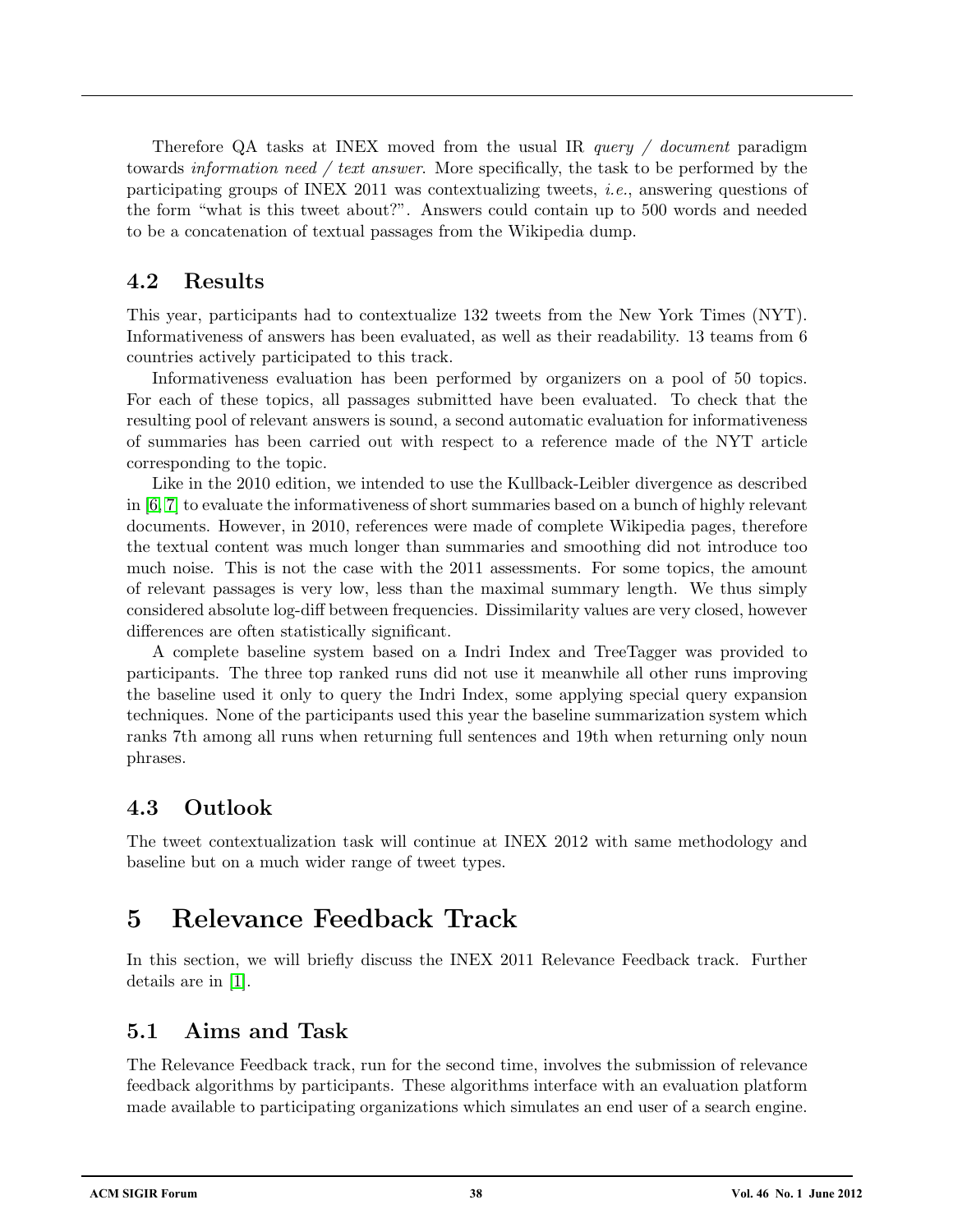Therefore QA tasks at INEX moved from the usual IR *query / document* paradigm towards *information need / text answer*. More specifically, the task to be performed by the participating groups of INEX 2011 was contextualizing tweets, *i.e.*, answering questions of the form "what is this tweet about?". Answers could contain up to 500 words and needed to be a concatenation of textual passages from the Wikipedia dump.

## 4.2 Results

This year, participants had to contextualize 132 tweets from the New York Times (NYT). Informativeness of answers has been evaluated, as well as their readability. 13 teams from 6 countries actively participated to this track.

Informativeness evaluation has been performed by organizers on a pool of 50 topics. For each of these topics, all passages submitted have been evaluated. To check that the resulting pool of relevant answers is sound, a second automatic evaluation for informativeness of summaries has been carried out with respect to a reference made of the NYT article corresponding to the topic.

Like in the 2010 edition, we intended to use the Kullback-Leibler divergence as described in [6, 7] to evaluate the informativeness of short summaries based on a bunch of highly relevant documents. However, in 2010, references were made of complete Wikipedia pages, therefore the textual content was much longer than summaries and smoothing did not introduce too much noise. This is not the case with the 2011 assessments. For some topics, the amount of relevant passages is very low, less than the maximal summary length. We thus simply considered absolute log-diff between frequencies. Dissimilarity values are very closed, however differences are often statistically significant.

A complete baseline system based on a Indri Index and TreeTagger was provided to participants. The three top ranked runs did not use it meanwhile all other runs improving the baseline used it only to query the Indri Index, some applying special query expansion techniques. None of the participants used this year the baseline summarization system which ranks 7th among all runs when returning full sentences and 19th when returning only noun phrases.

## 4.3 Outlook

The tweet contextualization task will continue at INEX 2012 with same methodology and baseline but on a much wider range of tweet types.

# 5 Relevance Feedback Track

In this section, we will briefly discuss the INEX 2011 Relevance Feedback track. Further details are in [1].

## 5.1 Aims and Task

The Relevance Feedback track, run for the second time, involves the submission of relevance feedback algorithms by participants. These algorithms interface with an evaluation platform made available to participating organizations which simulates an end user of a search engine.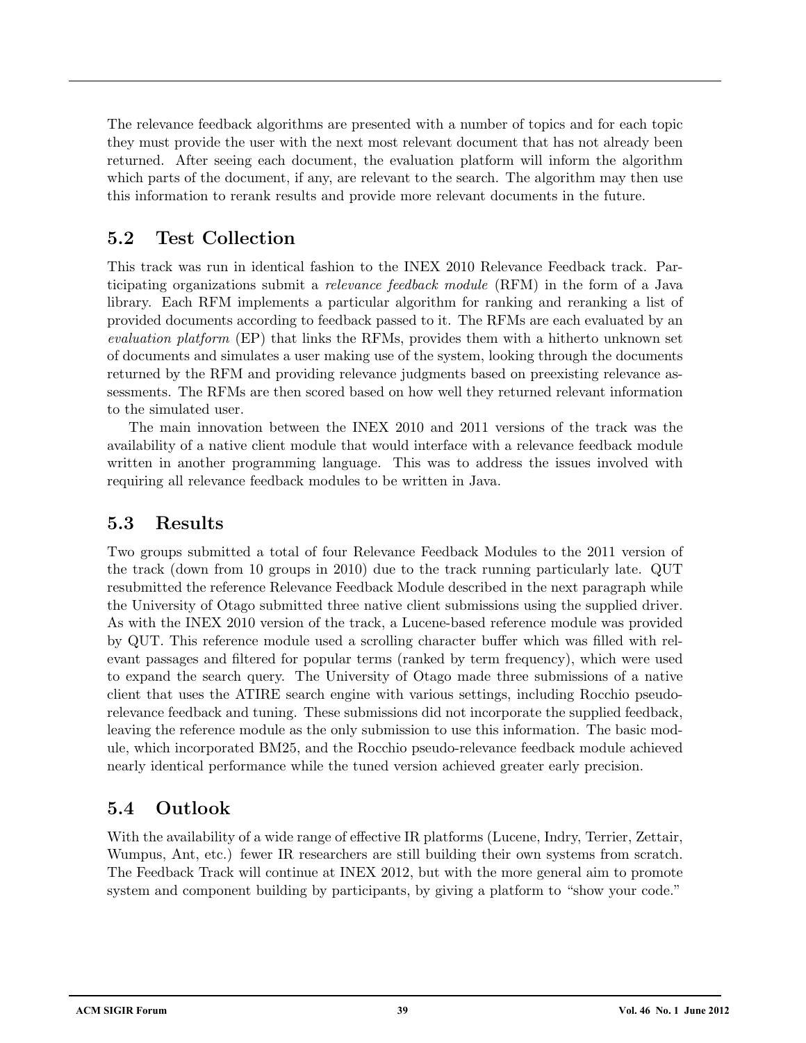The relevance feedback algorithms are presented with a number of topics and for each topic they must provide the user with the next most relevant document that has not already been returned. After seeing each document, the evaluation platform will inform the algorithm which parts of the document, if any, are relevant to the search. The algorithm may then use this information to rerank results and provide more relevant documents in the future.

## 5.2 Test Collection

This track was run in identical fashion to the INEX 2010 Relevance Feedback track. Participating organizations submit a *relevance feedback module* (RFM) in the form of a Java library. Each RFM implements a particular algorithm for ranking and reranking a list of provided documents according to feedback passed to it. The RFMs are each evaluated by an *evaluation platform* (EP) that links the RFMs, provides them with a hitherto unknown set of documents and simulates a user making use of the system, looking through the documents returned by the RFM and providing relevance judgments based on preexisting relevance assessments. The RFMs are then scored based on how well they returned relevant information to the simulated user.

The main innovation between the INEX 2010 and 2011 versions of the track was the availability of a native client module that would interface with a relevance feedback module written in another programming language. This was to address the issues involved with requiring all relevance feedback modules to be written in Java.

## 5.3 Results

Two groups submitted a total of four Relevance Feedback Modules to the 2011 version of the track (down from 10 groups in 2010) due to the track running particularly late. QUT resubmitted the reference Relevance Feedback Module described in the next paragraph while the University of Otago submitted three native client submissions using the supplied driver. As with the INEX 2010 version of the track, a Lucene-based reference module was provided by QUT. This reference module used a scrolling character buffer which was filled with relevant passages and filtered for popular terms (ranked by term frequency), which were used to expand the search query. The University of Otago made three submissions of a native client that uses the ATIRE search engine with various settings, including Rocchio pseudo-relevance feedback and tuning. These submissions did not incorporate the supplied feedback, leaving the reference module as the only submission to use this information. The basic module, which incorporated BM25, and the Rocchio pseudo-relevance feedback module achieved nearly identical performance while the tuned version achieved greater early precision.

## 5.4 Outlook

With the availability of a wide range of effective IR platforms (Lucene, Indry, Terrier, Zettair, Wumpus, Ant, etc.) fewer IR researchers are still building their own systems from scratch. The Feedback Track will continue at INEX 2012, but with the more general aim to promote system and component building by participants, by giving a platform to "show your code."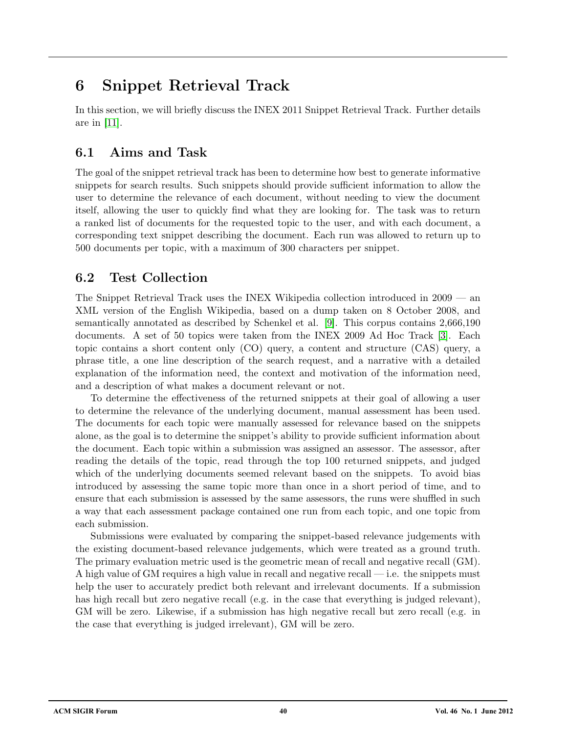# 6 Snippet Retrieval Track

In this section, we will briefly discuss the INEX 2011 Snippet Retrieval Track. Further details are in [11].

## 6.1 Aims and Task

The goal of the snippet retrieval track has been to determine how best to generate informative snippets for search results. Such snippets should provide sufficient information to allow the user to determine the relevance of each document, without needing to view the document itself, allowing the user to quickly find what they are looking for. The task was to return a ranked list of documents for the requested topic to the user, and with each document, a corresponding text snippet describing the document. Each run was allowed to return up to 500 documents per topic, with a maximum of 300 characters per snippet.

## 6.2 Test Collection

The Snippet Retrieval Track uses the INEX Wikipedia collection introduced in 2009 — an XML version of the English Wikipedia, based on a dump taken on 8 October 2008, and semantically annotated as described by Schenkel et al. [9]. This corpus contains 2,666,190 documents. A set of 50 topics were taken from the INEX 2009 Ad Hoc Track [3]. Each topic contains a short content only (CO) query, a content and structure (CAS) query, a phrase title, a one line description of the search request, and a narrative with a detailed explanation of the information need, the context and motivation of the information need, and a description of what makes a document relevant or not.

To determine the effectiveness of the returned snippets at their goal of allowing a user to determine the relevance of the underlying document, manual assessment has been used. The documents for each topic were manually assessed for relevance based on the snippets alone, as the goal is to determine the snippet's ability to provide sufficient information about the document. Each topic within a submission was assigned an assessor. The assessor, after reading the details of the topic, read through the top 100 returned snippets, and judged which of the underlying documents seemed relevant based on the snippets. To avoid bias introduced by assessing the same topic more than once in a short period of time, and to ensure that each submission is assessed by the same assessors, the runs were shuffled in such a way that each assessment package contained one run from each topic, and one topic from each submission.

Submissions were evaluated by comparing the snippet-based relevance judgements with the existing document-based relevance judgements, which were treated as a ground truth. The primary evaluation metric used is the geometric mean of recall and negative recall (GM). A high value of GM requires a high value in recall and negative recall — i.e. the snippets must help the user to accurately predict both relevant and irrelevant documents. If a submission has high recall but zero negative recall (e.g. in the case that everything is judged relevant), GM will be zero. Likewise, if a submission has high negative recall but zero recall (e.g. in the case that everything is judged irrelevant), GM will be zero.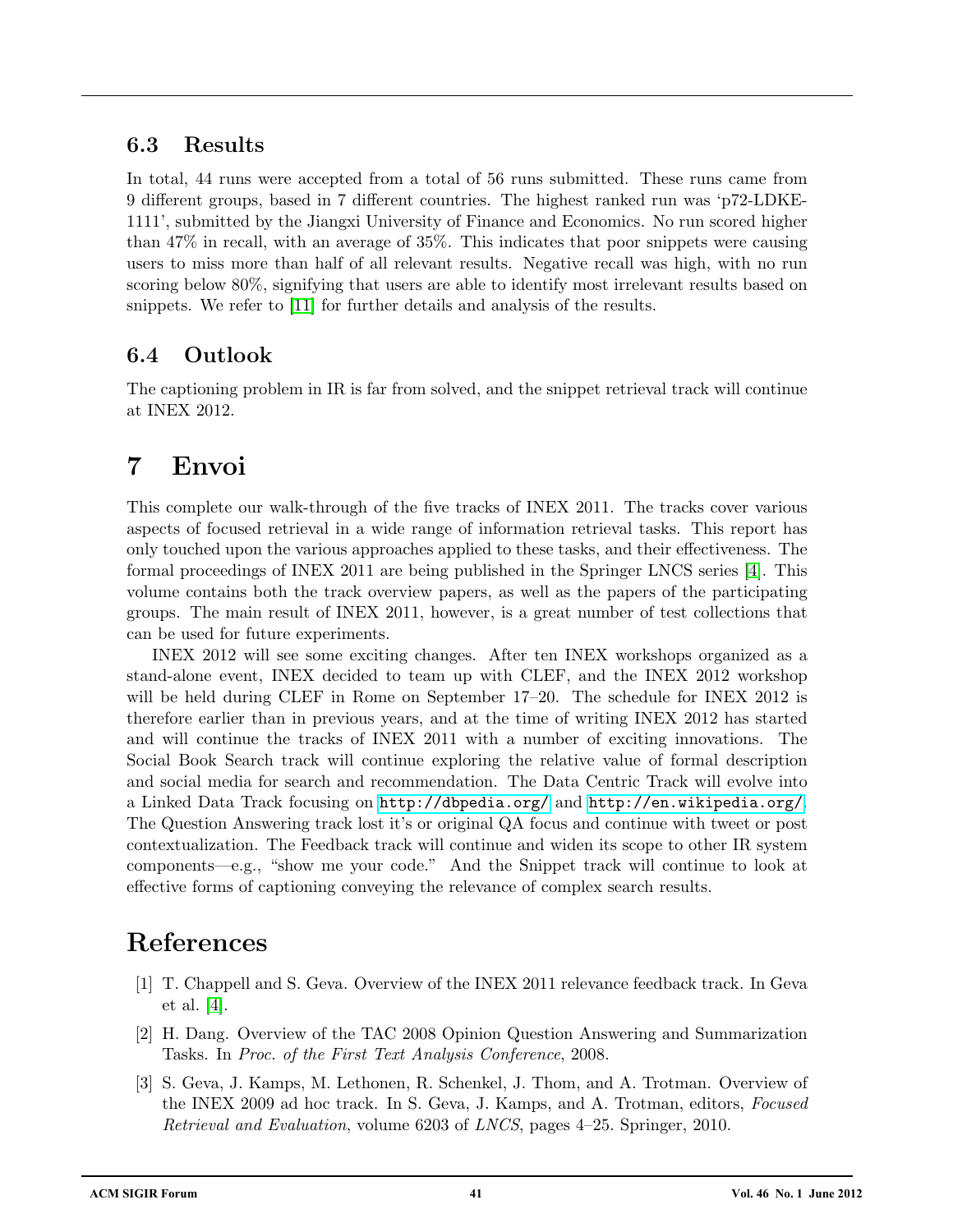### 6.3 Results

In total, 44 runs were accepted from a total of 56 runs submitted. These runs came from 9 different groups, based in 7 different countries. The highest ranked run was 'p72-LDKE-1111', submitted by the Jiangxi University of Finance and Economics. No run scored higher than 47% in recall, with an average of 35%. This indicates that poor snippets were causing users to miss more than half of all relevant results. Negative recall was high, with no run scoring below 80%, signifying that users are able to identify most irrelevant results based on snippets. We refer to [11] for further details and analysis of the results.

### 6.4 Outlook

The captioning problem in IR is far from solved, and the snippet retrieval track will continue at INEX 2012.

## 7 Envoi

This complete our walk-through of the five tracks of INEX 2011. The tracks cover various aspects of focused retrieval in a wide range of information retrieval tasks. This report has only touched upon the various approaches applied to these tasks, and their effectiveness. The formal proceedings of INEX 2011 are being published in the Springer LNCS series [4]. This volume contains both the track overview papers, as well as the papers of the participating groups. The main result of INEX 2011, however, is a great number of test collections that can be used for future experiments.

INEX 2012 will see some exciting changes. After ten INEX workshops organized as a stand-alone event, INEX decided to team up with CLEF, and the INEX 2012 workshop will be held during CLEF in Rome on September 17–20. The schedule for INEX 2012 is therefore earlier than in previous years, and at the time of writing INEX 2012 has started and will continue the tracks of INEX 2011 with a number of exciting innovations. The Social Book Search track will continue exploring the relative value of formal description and social media for search and recommendation. The Data Centric Track will evolve into a Linked Data Track focusing on `http://dbpedia.org/` and `http://en.wikipedia.org/`. The Question Answering track lost it's or original QA focus and continue with tweet or post contextualization. The Feedback track will continue and widen its scope to other IR system components—e.g., "show me your code." And the Snippet track will continue to look at effective forms of captioning conveying the relevance of complex search results.

## References

[1] T. Chappell and S. Geva. Overview of the INEX 2011 relevance feedback track. In Geva et al. [4].

[2] H. Dang. Overview of the TAC 2008 Opinion Question Answering and Summarization Tasks. In *Proc. of the First Text Analysis Conference*, 2008.

[3] S. Geva, J. Kamps, M. Lethonen, R. Schenkel, J. Thom, and A. Trotman. Overview of the INEX 2009 ad hoc track. In S. Geva, J. Kamps, and A. Trotman, editors, *Focused Retrieval and Evaluation*, volume 6203 of *LNCS*, pages 4–25. Springer, 2010.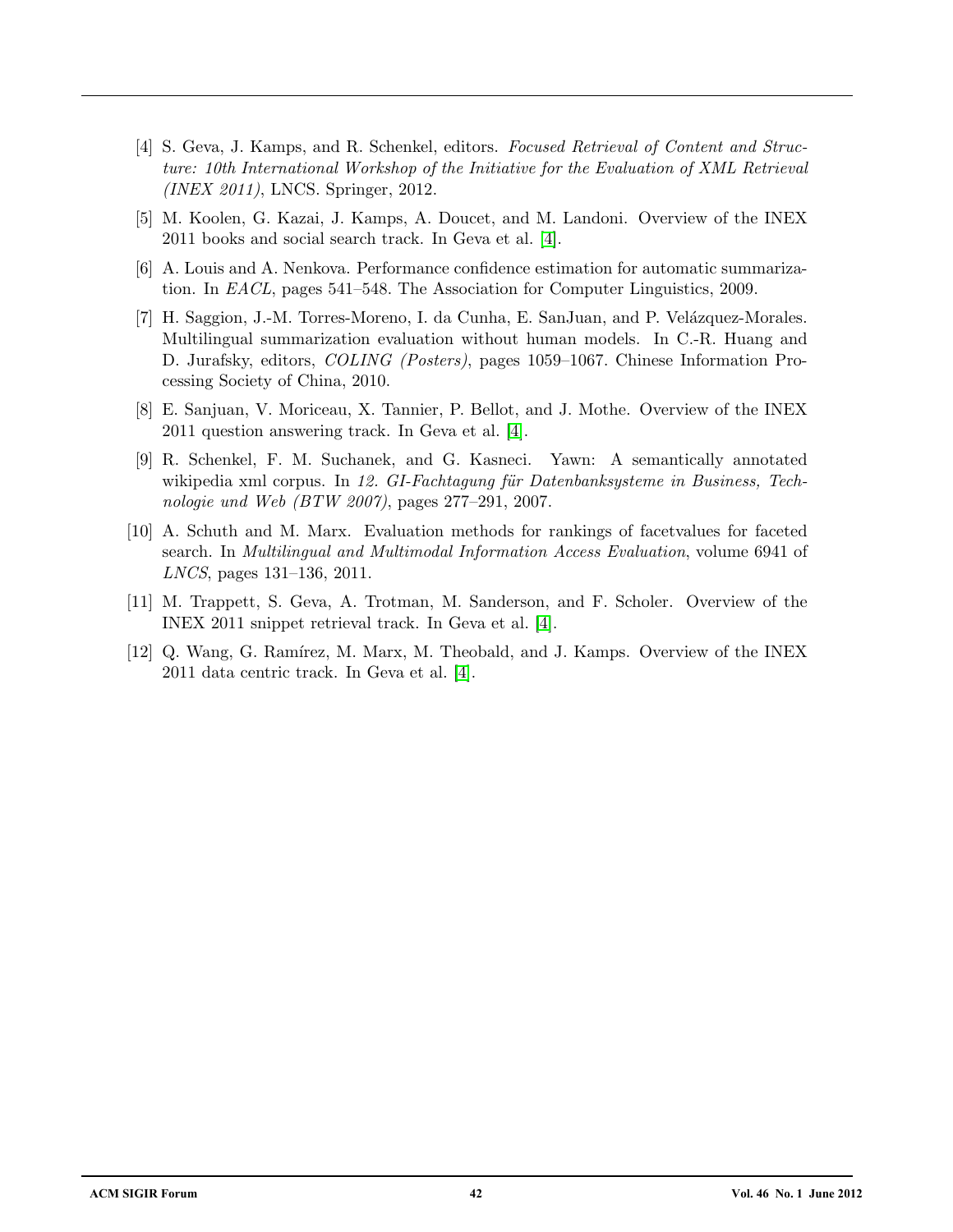[4] S. Geva, J. Kamps, and R. Schenkel, editors. *Focused Retrieval of Content and Structure: 10th International Workshop of the Initiative for the Evaluation of XML Retrieval (INEX 2011)*, LNCS. Springer, 2012.

[5] M. Koolen, G. Kazai, J. Kamps, A. Doucet, and M. Landoni. Overview of the INEX 2011 books and social search track. In Geva et al. [4].

[6] A. Louis and A. Nenkova. Performance confidence estimation for automatic summarization. In *EACL*, pages 541–548. The Association for Computer Linguistics, 2009.

[7] H. Saggion, J.-M. Torres-Moreno, I. da Cunha, E. SanJuan, and P. Velázquez-Morales. Multilingual summarization evaluation without human models. In C.-R. Huang and D. Jurafsky, editors, *COLING (Posters)*, pages 1059–1067. Chinese Information Processing Society of China, 2010.

[8] E. Sanjuan, V. Moriceau, X. Tannier, P. Bellot, and J. Mothe. Overview of the INEX 2011 question answering track. In Geva et al. [4].

[9] R. Schenkel, F. M. Suchanek, and G. Kasneci. Yawn: A semantically annotated wikipedia xml corpus. In *12. GI-Fachtagung für Datenbanksysteme in Business, Technologie und Web (BTW 2007)*, pages 277–291, 2007.

[10] A. Schuth and M. Marx. Evaluation methods for rankings of facetvalues for faceted search. In *Multilingual and Multimodal Information Access Evaluation*, volume 6941 of *LNCS*, pages 131–136, 2011.

[11] M. Trappett, S. Geva, A. Trotman, M. Sanderson, and F. Scholer. Overview of the INEX 2011 snippet retrieval track. In Geva et al. [4].

[12] Q. Wang, G. Ramírez, M. Marx, M. Theobald, and J. Kamps. Overview of the INEX 2011 data centric track. In Geva et al. [4].